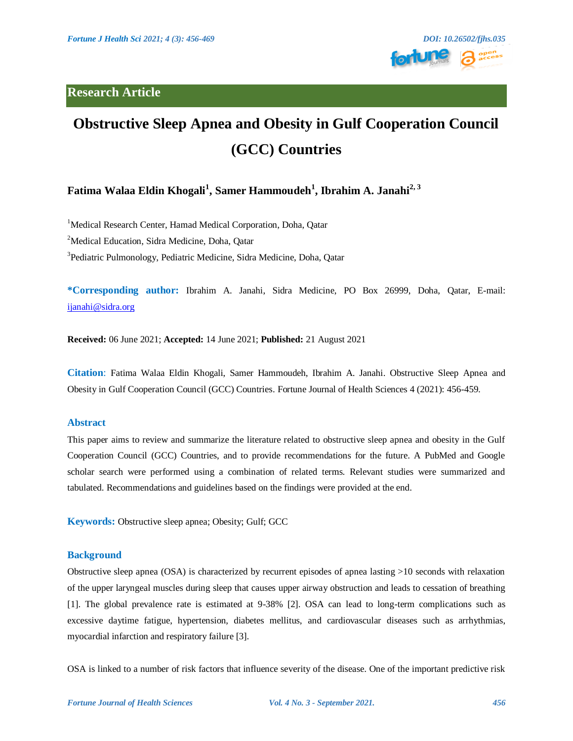## Research Article

# Obstructive Sleep Apnea and Obesity in Gulf Cooperation Council (GCC) Countries

**Fatima Walaa Eldin Khogali[1], Samer Hammoudeh[1], Ibrahim A. Janahi[2, 3]**

[1]Medical Research Center, Hamad Medical Corporation, Doha, Qatar

[2]Medical Education, Sidra Medicine, Doha, Qatar

[3]Pediatric Pulmonology, Pediatric Medicine, Sidra Medicine, Doha, Qatar

**\*Corresponding author:** Ibrahim A. Janahi, Sidra Medicine, PO Box 26999, Doha, Qatar, E-mail: ijanahi@sidra.org

**Received:** 06 June 2021; **Accepted:** 14 June 2021; **Published:** 21 August 2021

**Citation**: Fatima Walaa Eldin Khogali, Samer Hammoudeh, Ibrahim A. Janahi. Obstructive Sleep Apnea and Obesity in Gulf Cooperation Council (GCC) Countries. Fortune Journal of Health Sciences 4 (2021): 456-459.

## Abstract

This paper aims to review and summarize the literature related to obstructive sleep apnea and obesity in the Gulf Cooperation Council (GCC) Countries, and to provide recommendations for the future. A PubMed and Google scholar search were performed using a combination of related terms. Relevant studies were summarized and tabulated. Recommendations and guidelines based on the findings were provided at the end.

**Keywords:** Obstructive sleep apnea; Obesity; Gulf; GCC

## Background

Obstructive sleep apnea (OSA) is characterized by recurrent episodes of apnea lasting >10 seconds with relaxation of the upper laryngeal muscles during sleep that causes upper airway obstruction and leads to cessation of breathing [1]. The global prevalence rate is estimated at 9-38% [2]. OSA can lead to long-term complications such as excessive daytime fatigue, hypertension, diabetes mellitus, and cardiovascular diseases such as arrhythmias, myocardial infarction and respiratory failure [3].

OSA is linked to a number of risk factors that influence severity of the disease. One of the important predictive risk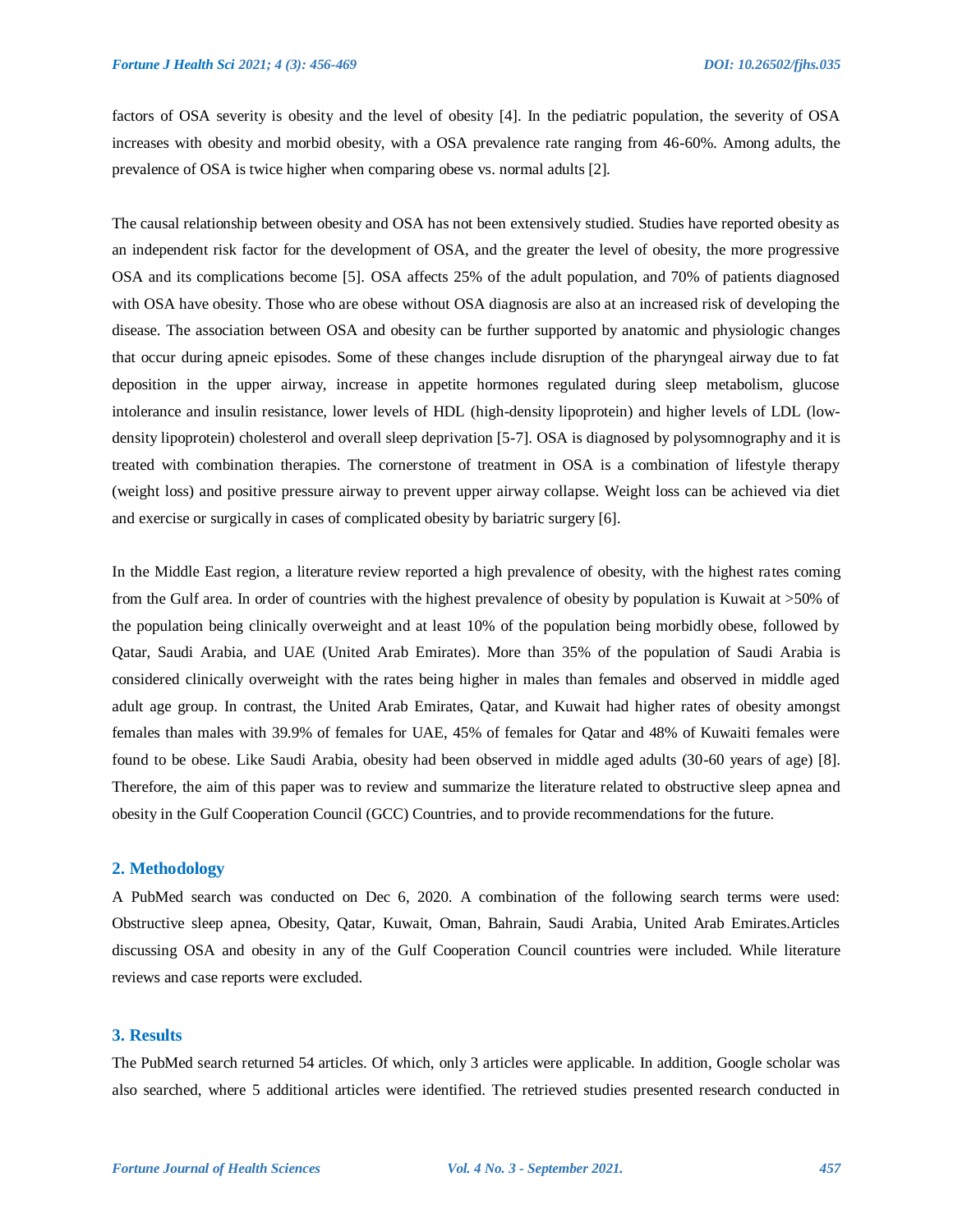factors of OSA severity is obesity and the level of obesity [4]. In the pediatric population, the severity of OSA increases with obesity and morbid obesity, with a OSA prevalence rate ranging from 46-60%. Among adults, the prevalence of OSA is twice higher when comparing obese vs. normal adults [2].

The causal relationship between obesity and OSA has not been extensively studied. Studies have reported obesity as an independent risk factor for the development of OSA, and the greater the level of obesity, the more progressive OSA and its complications become [5]. OSA affects 25% of the adult population, and 70% of patients diagnosed with OSA have obesity. Those who are obese without OSA diagnosis are also at an increased risk of developing the disease. The association between OSA and obesity can be further supported by anatomic and physiologic changes that occur during apneic episodes. Some of these changes include disruption of the pharyngeal airway due to fat deposition in the upper airway, increase in appetite hormones regulated during sleep metabolism, glucose intolerance and insulin resistance, lower levels of HDL (high-density lipoprotein) and higher levels of LDL (low-density lipoprotein) cholesterol and overall sleep deprivation [5-7]. OSA is diagnosed by polysomnography and it is treated with combination therapies. The cornerstone of treatment in OSA is a combination of lifestyle therapy (weight loss) and positive pressure airway to prevent upper airway collapse. Weight loss can be achieved via diet and exercise or surgically in cases of complicated obesity by bariatric surgery [6].

In the Middle East region, a literature review reported a high prevalence of obesity, with the highest rates coming from the Gulf area. In order of countries with the highest prevalence of obesity by population is Kuwait at >50% of the population being clinically overweight and at least 10% of the population being morbidly obese, followed by Qatar, Saudi Arabia, and UAE (United Arab Emirates). More than 35% of the population of Saudi Arabia is considered clinically overweight with the rates being higher in males than females and observed in middle aged adult age group. In contrast, the United Arab Emirates, Qatar, and Kuwait had higher rates of obesity amongst females than males with 39.9% of females for UAE, 45% of females for Qatar and 48% of Kuwaiti females were found to be obese. Like Saudi Arabia, obesity had been observed in middle aged adults (30-60 years of age) [8]. Therefore, the aim of this paper was to review and summarize the literature related to obstructive sleep apnea and obesity in the Gulf Cooperation Council (GCC) Countries, and to provide recommendations for the future.

## 2. Methodology

A PubMed search was conducted on Dec 6, 2020. A combination of the following search terms were used: Obstructive sleep apnea, Obesity, Qatar, Kuwait, Oman, Bahrain, Saudi Arabia, United Arab Emirates.Articles discussing OSA and obesity in any of the Gulf Cooperation Council countries were included. While literature reviews and case reports were excluded.

## 3. Results

The PubMed search returned 54 articles. Of which, only 3 articles were applicable. In addition, Google scholar was also searched, where 5 additional articles were identified. The retrieved studies presented research conducted in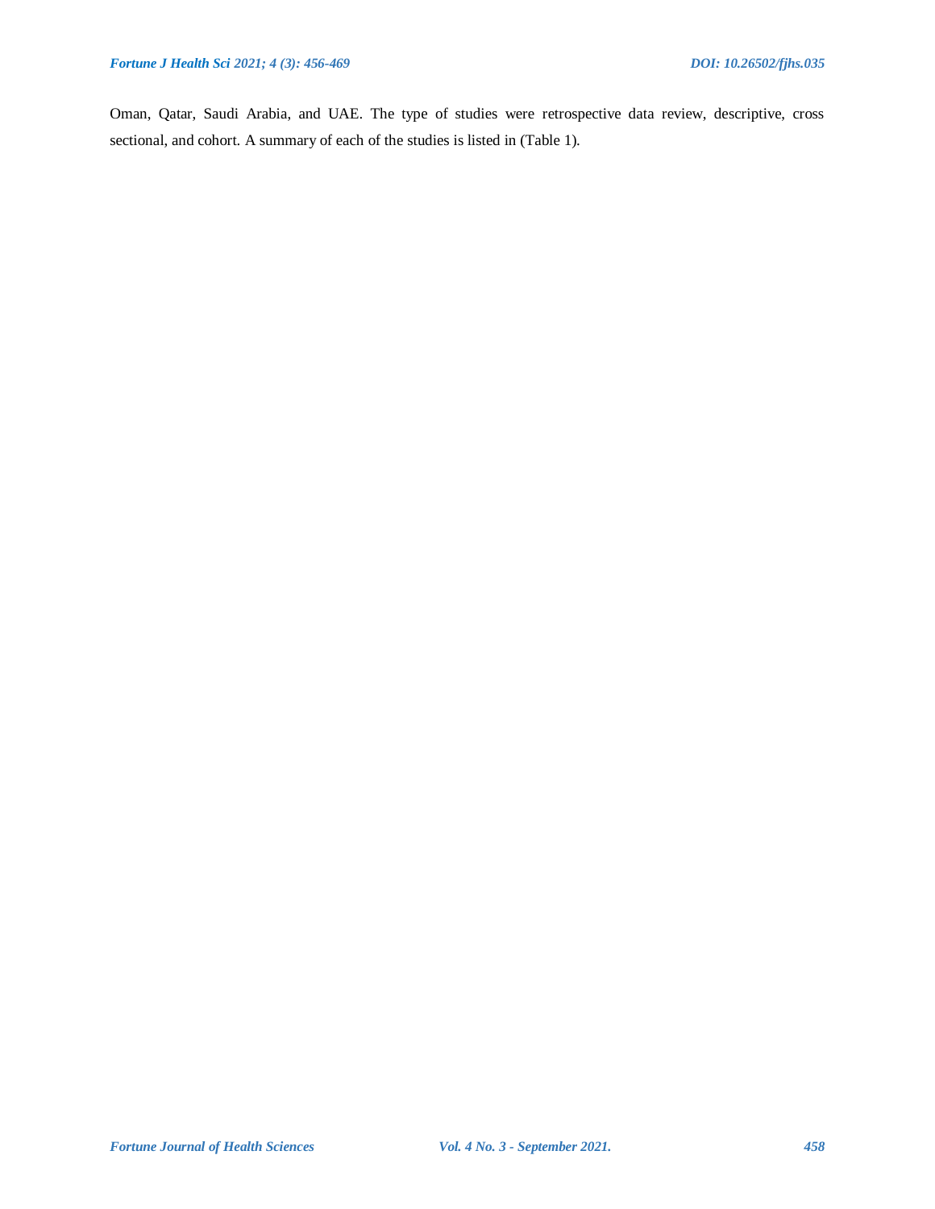Oman, Qatar, Saudi Arabia, and UAE. The type of studies were retrospective data review, descriptive, cross sectional, and cohort. A summary of each of the studies is listed in (Table 1).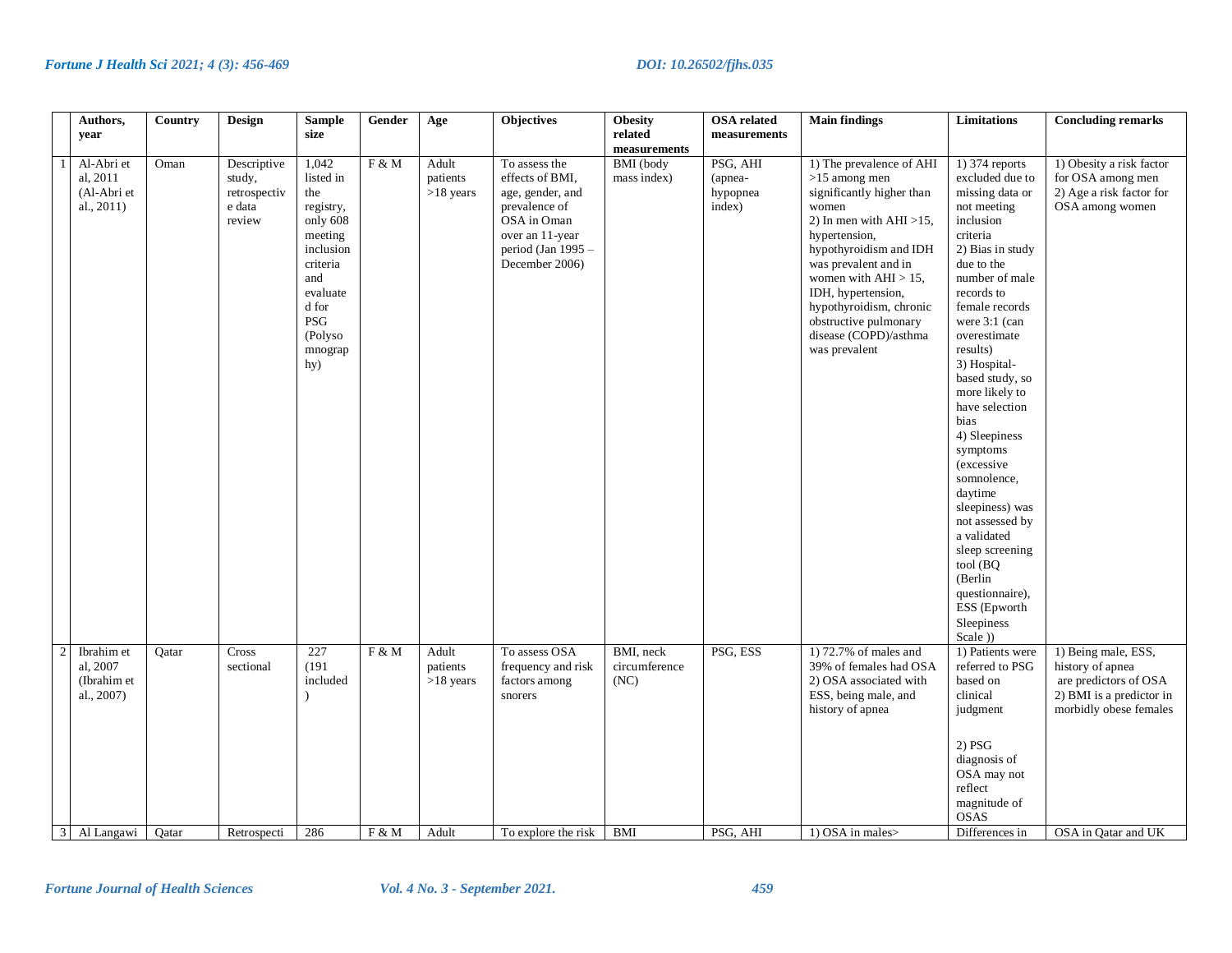| | Authors, year | Country | Design | Sample size | Gender | Age | Objectives | Obesity related measurements | OSA related measurements | Main findings | Limitations | Concluding remarks |
|---|---|---|---|---|---|---|---|---|---|---|---|---|
| 1 | Al-Abri et al, 2011 (Al-Abri et al., 2011) | Oman | Descriptive study, retrospective data review | 1,042 listed in the registry, only 608 meeting inclusion criteria and evaluated for PSG (Polysomnography) | F & M | Adult patients >18 years | To assess the effects of BMI, age, gender, and prevalence of OSA in Oman over an 11-year period (Jan 1995 – December 2006) | BMI (body mass index) | PSG, AHI (apnea-hypopnea index) | 1) The prevalence of AHI >15 among men significantly higher than women<br>2) In men with AHI >15, hypertension, hypothyroidism and IDH was prevalent and in women with AHI > 15, IDH, hypertension, hypothyroidism, chronic obstructive pulmonary disease (COPD)/asthma was prevalent | 1) 374 reports excluded due to missing data or not meeting inclusion criteria<br>2) Bias in study due to the number of male records to female records were 3:1 (can overestimate results)<br>3) Hospital-based study, so more likely to have selection bias<br>4) Sleepiness symptoms (excessive somnolence, daytime sleepiness) was not assessed by a validated sleep screening tool (BQ (Berlin questionnaire), ESS (Epworth Sleepiness Scale )) | 1) Obesity a risk factor for OSA among men<br>2) Age a risk factor for OSA among women |
| 2 | Ibrahim et al, 2007 (Ibrahim et al., 2007) | Qatar | Cross sectional | 227 (191 included ) | F & M | Adult patients >18 years | To assess OSA frequency and risk factors among snorers | BMI, neck circumference (NC) | PSG, ESS | 1) 72.7% of males and 39% of females had OSA<br>2) OSA associated with ESS, being male, and history of apnea | 1) Patients were referred to PSG based on clinical judgment<br><br>2) PSG diagnosis of OSA may not reflect magnitude of OSAS | 1) Being male, ESS, history of apnea are predictors of OSA<br>2) BMI is a predictor in morbidly obese females |
| 3 | Al Langawi | Qatar | Retrospecti | 286 | F & M | Adult | To explore the risk | BMI | PSG, AHI | 1) OSA in males> | Differences in | OSA in Qatar and UK |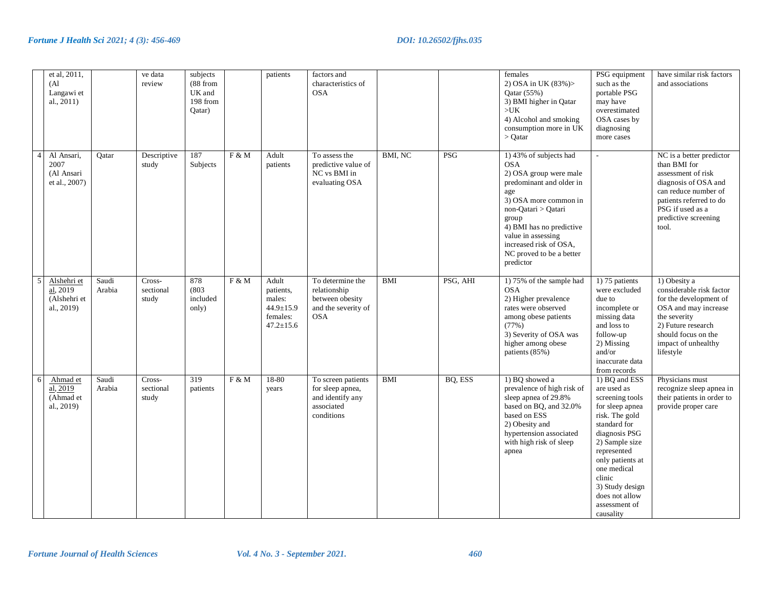| | et al, 2011, (Al Langawi et al., 2011) | | ve data review | subjects (88 from UK and 198 from Qatar) | | patients | factors and characteristics of OSA | | | females<br>2) OSA in UK (83%)> Qatar (55%)<br>3) BMI higher in Qatar >UK<br>4) Alcohol and smoking consumption more in UK > Qatar | PSG equipment such as the portable PSG may have overestimated OSA cases by diagnosing more cases | have similar risk factors and associations |
|---|---|---|---|---|---|---|---|---|---|---|---|---|
| 4 | Al Ansari, 2007 (Al Ansari et al., 2007) | Qatar | Descriptive study | 187 Subjects | F & M | Adult patients | To assess the predictive value of NC vs BMI in evaluating OSA | BMI, NC | PSG | 1) 43% of subjects had OSA<br>2) OSA group were male predominant and older in age<br>3) OSA more common in non-Qatari > Qatari group<br>4) BMI has no predictive value in assessing increased risk of OSA, NC proved to be a better predictor | - | NC is a better predictor than BMI for assessment of risk diagnosis of OSA and can reduce number of patients referred to do PSG if used as a predictive screening tool. |
| 5 | Alshehri et al, 2019 (Alshehri et al., 2019) | Saudi Arabia | Cross-sectional study | 878 (803 included only) | F & M | Adult patients, males: 44.9±15.9 females: 47.2±15.6 | To determine the relationship between obesity and the severity of OSA | BMI | PSG, AHI | 1) 75% of the sample had OSA<br>2) Higher prevalence rates were observed among obese patients (77%)<br>3) Severity of OSA was higher among obese patients (85%) | 1) 75 patients were excluded due to incomplete or missing data and loss to follow-up<br>2) Missing and/or inaccurate data from records | 1) Obesity a considerable risk factor for the development of OSA and may increase the severity<br>2) Future research should focus on the impact of unhealthy lifestyle |
| 6 | Ahmad et al, 2019 (Ahmad et al., 2019) | Saudi Arabia | Cross-sectional study | 319 patients | F & M | 18-80 years | To screen patients for sleep apnea, and identify any associated conditions | BMI | BQ, ESS | 1) BQ showed a prevalence of high risk of sleep apnea of 29.8% based on BQ, and 32.0% based on ESS<br>2) Obesity and hypertension associated with high risk of sleep apnea | 1) BQ and ESS are used as screening tools for sleep apnea risk. The gold standard for diagnosis PSG<br>2) Sample size represented only patients at one medical clinic<br>3) Study design does not allow assessment of causality | Physicians must recognize sleep apnea in their patients in order to provide proper care |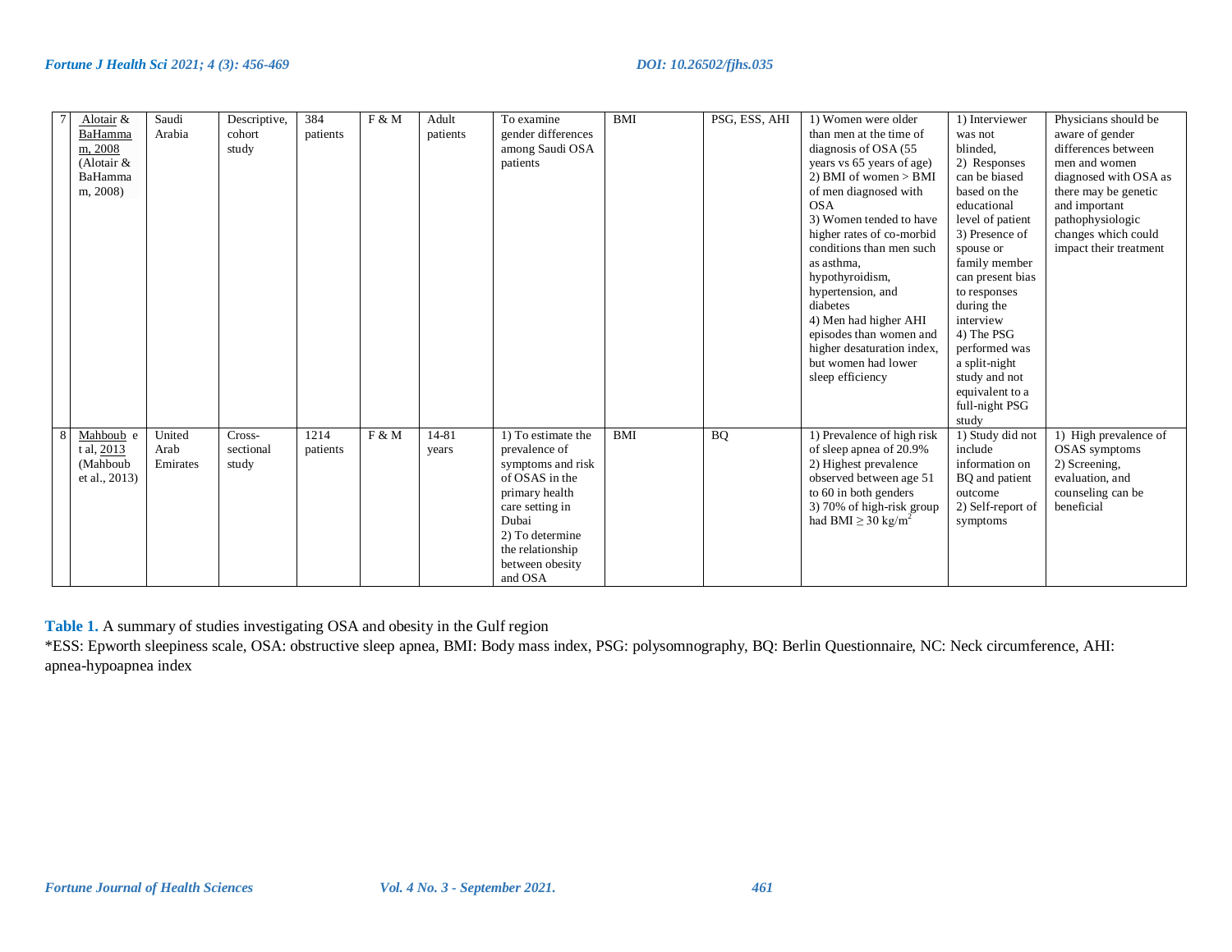| 7 | Alotair & BaHammam, 2008 (Alotair & BaHammam, 2008) | Saudi Arabia | Descriptive, cohort study | 384 patients | F & M | Adult patients | To examine gender differences among Saudi OSA patients | BMI | PSG, ESS, AHI | 1) Women were older than men at the time of diagnosis of OSA (55 years vs 65 years of age) 2) BMI of women > BMI of men diagnosed with OSA 3) Women tended to have higher rates of co-morbid conditions than men such as asthma, hypothyroidism, hypertension, and diabetes 4) Men had higher AHI episodes than women and higher desaturation index, but women had lower sleep efficiency | 1) Interviewer was not blinded, 2) Responses can be biased based on the educational level of patient 3) Presence of spouse or family member can present bias to responses during the interview 4) The PSG performed was a split-night study and not equivalent to a full-night PSG study | Physicians should be aware of gender differences between men and women diagnosed with OSA as there may be genetic and important pathophysiologic changes which could impact their treatment |
|---|---|---|---|---|---|---|---|---|---|---|---|---|
| 8 | Mahboub et al, 2013 (Mahboub et al., 2013) | United Arab Emirates | Cross-sectional study | 1214 patients | F & M | 14-81 years | 1) To estimate the prevalence of symptoms and risk of OSAS in the primary health care setting in Dubai 2) To determine the relationship between obesity and OSA | BMI | BQ | 1) Prevalence of high risk of sleep apnea of 20.9% 2) Highest prevalence observed between age 51 to 60 in both genders 3) 70% of high-risk group had BMI $\geq 30$ kg/m$^2$ | 1) Study did not include information on BQ and patient outcome 2) Self-report of symptoms | 1) High prevalence of OSAS symptoms 2) Screening, evaluation, and counseling can be beneficial |

**Table 1.** A summary of studies investigating OSA and obesity in the Gulf region

*ESS: Epworth sleepiness scale, OSA: obstructive sleep apnea, BMI: Body mass index, PSG: polysomnography, BQ: Berlin Questionnaire, NC: Neck circumference, AHI: apnea-hypoapnea index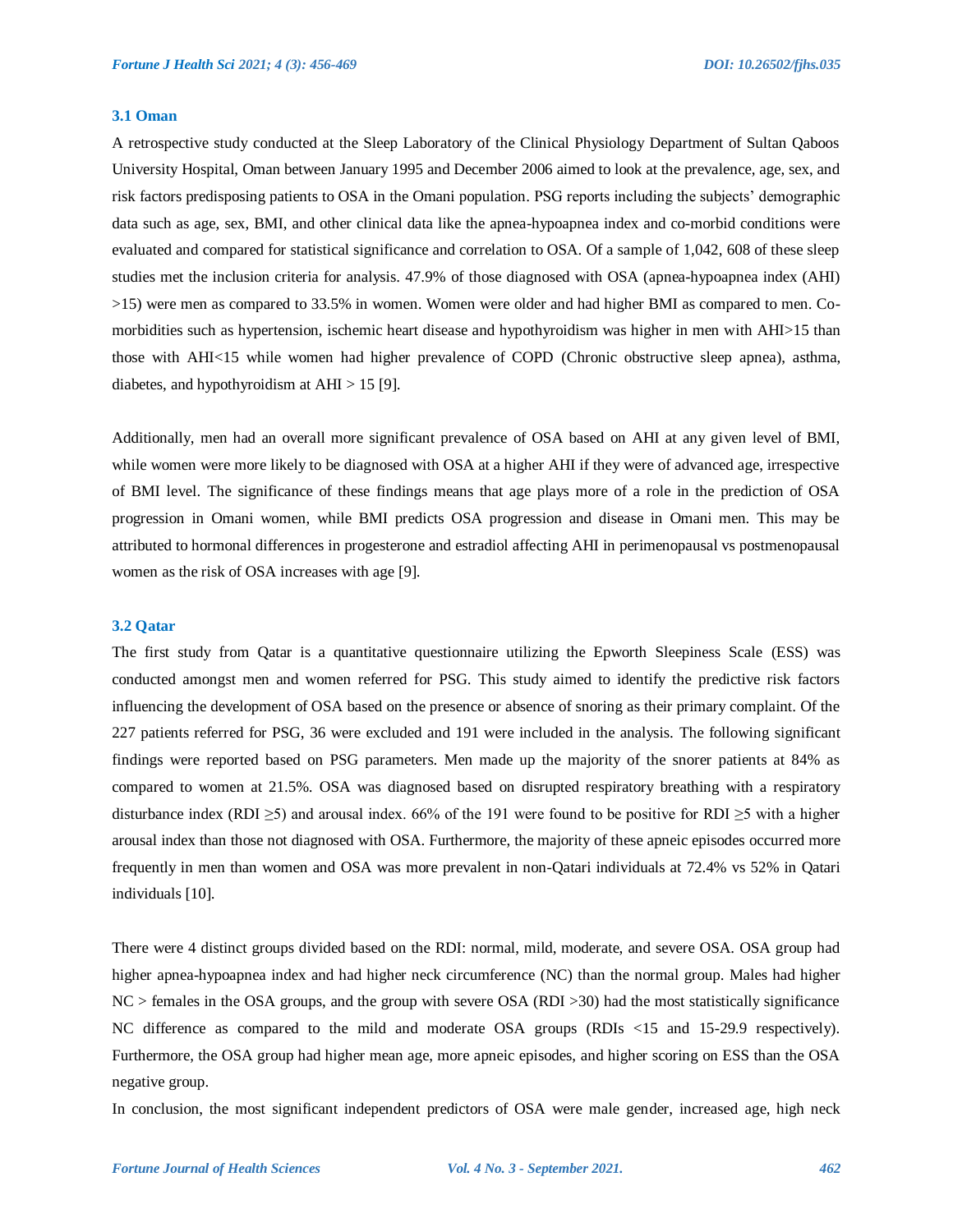### 3.1 Oman

A retrospective study conducted at the Sleep Laboratory of the Clinical Physiology Department of Sultan Qaboos University Hospital, Oman between January 1995 and December 2006 aimed to look at the prevalence, age, sex, and risk factors predisposing patients to OSA in the Omani population. PSG reports including the subjects' demographic data such as age, sex, BMI, and other clinical data like the apnea-hypoapnea index and co-morbid conditions were evaluated and compared for statistical significance and correlation to OSA. Of a sample of 1,042, 608 of these sleep studies met the inclusion criteria for analysis. 47.9% of those diagnosed with OSA (apnea-hypoapnea index (AHI) >15) were men as compared to 33.5% in women. Women were older and had higher BMI as compared to men. Co-morbidities such as hypertension, ischemic heart disease and hypothyroidism was higher in men with AHI>15 than those with AHI<15 while women had higher prevalence of COPD (Chronic obstructive sleep apnea), asthma, diabetes, and hypothyroidism at AHI > 15 [9].

Additionally, men had an overall more significant prevalence of OSA based on AHI at any given level of BMI, while women were more likely to be diagnosed with OSA at a higher AHI if they were of advanced age, irrespective of BMI level. The significance of these findings means that age plays more of a role in the prediction of OSA progression in Omani women, while BMI predicts OSA progression and disease in Omani men. This may be attributed to hormonal differences in progesterone and estradiol affecting AHI in perimenopausal vs postmenopausal women as the risk of OSA increases with age [9].

### 3.2 Qatar

The first study from Qatar is a quantitative questionnaire utilizing the Epworth Sleepiness Scale (ESS) was conducted amongst men and women referred for PSG. This study aimed to identify the predictive risk factors influencing the development of OSA based on the presence or absence of snoring as their primary complaint. Of the 227 patients referred for PSG, 36 were excluded and 191 were included in the analysis. The following significant findings were reported based on PSG parameters. Men made up the majority of the snorer patients at 84% as compared to women at 21.5%. OSA was diagnosed based on disrupted respiratory breathing with a respiratory disturbance index (RDI ≥5) and arousal index. 66% of the 191 were found to be positive for RDI ≥5 with a higher arousal index than those not diagnosed with OSA. Furthermore, the majority of these apneic episodes occurred more frequently in men than women and OSA was more prevalent in non-Qatari individuals at 72.4% vs 52% in Qatari individuals [10].

There were 4 distinct groups divided based on the RDI: normal, mild, moderate, and severe OSA. OSA group had higher apnea-hypoapnea index and had higher neck circumference (NC) than the normal group. Males had higher NC > females in the OSA groups, and the group with severe OSA (RDI >30) had the most statistically significance NC difference as compared to the mild and moderate OSA groups (RDIs <15 and 15-29.9 respectively). Furthermore, the OSA group had higher mean age, more apneic episodes, and higher scoring on ESS than the OSA negative group.

In conclusion, the most significant independent predictors of OSA were male gender, increased age, high neck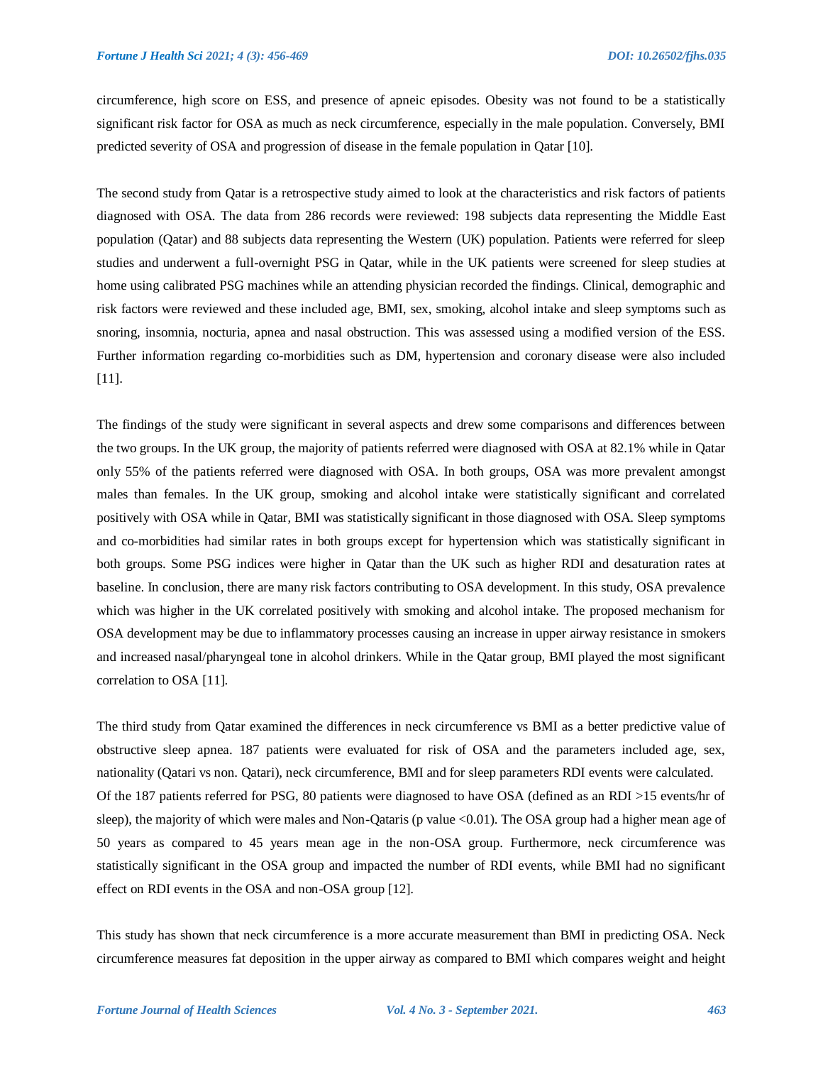circumference, high score on ESS, and presence of apneic episodes. Obesity was not found to be a statistically significant risk factor for OSA as much as neck circumference, especially in the male population. Conversely, BMI predicted severity of OSA and progression of disease in the female population in Qatar [10].

The second study from Qatar is a retrospective study aimed to look at the characteristics and risk factors of patients diagnosed with OSA. The data from 286 records were reviewed: 198 subjects data representing the Middle East population (Qatar) and 88 subjects data representing the Western (UK) population. Patients were referred for sleep studies and underwent a full-overnight PSG in Qatar, while in the UK patients were screened for sleep studies at home using calibrated PSG machines while an attending physician recorded the findings. Clinical, demographic and risk factors were reviewed and these included age, BMI, sex, smoking, alcohol intake and sleep symptoms such as snoring, insomnia, nocturia, apnea and nasal obstruction. This was assessed using a modified version of the ESS. Further information regarding co-morbidities such as DM, hypertension and coronary disease were also included [11].

The findings of the study were significant in several aspects and drew some comparisons and differences between the two groups. In the UK group, the majority of patients referred were diagnosed with OSA at 82.1% while in Qatar only 55% of the patients referred were diagnosed with OSA. In both groups, OSA was more prevalent amongst males than females. In the UK group, smoking and alcohol intake were statistically significant and correlated positively with OSA while in Qatar, BMI was statistically significant in those diagnosed with OSA. Sleep symptoms and co-morbidities had similar rates in both groups except for hypertension which was statistically significant in both groups. Some PSG indices were higher in Qatar than the UK such as higher RDI and desaturation rates at baseline. In conclusion, there are many risk factors contributing to OSA development. In this study, OSA prevalence which was higher in the UK correlated positively with smoking and alcohol intake. The proposed mechanism for OSA development may be due to inflammatory processes causing an increase in upper airway resistance in smokers and increased nasal/pharyngeal tone in alcohol drinkers. While in the Qatar group, BMI played the most significant correlation to OSA [11].

The third study from Qatar examined the differences in neck circumference vs BMI as a better predictive value of obstructive sleep apnea. 187 patients were evaluated for risk of OSA and the parameters included age, sex, nationality (Qatari vs non. Qatari), neck circumference, BMI and for sleep parameters RDI events were calculated. Of the 187 patients referred for PSG, 80 patients were diagnosed to have OSA (defined as an RDI >15 events/hr of sleep), the majority of which were males and Non-Qataris (p value <0.01). The OSA group had a higher mean age of 50 years as compared to 45 years mean age in the non-OSA group. Furthermore, neck circumference was statistically significant in the OSA group and impacted the number of RDI events, while BMI had no significant effect on RDI events in the OSA and non-OSA group [12].

This study has shown that neck circumference is a more accurate measurement than BMI in predicting OSA. Neck circumference measures fat deposition in the upper airway as compared to BMI which compares weight and height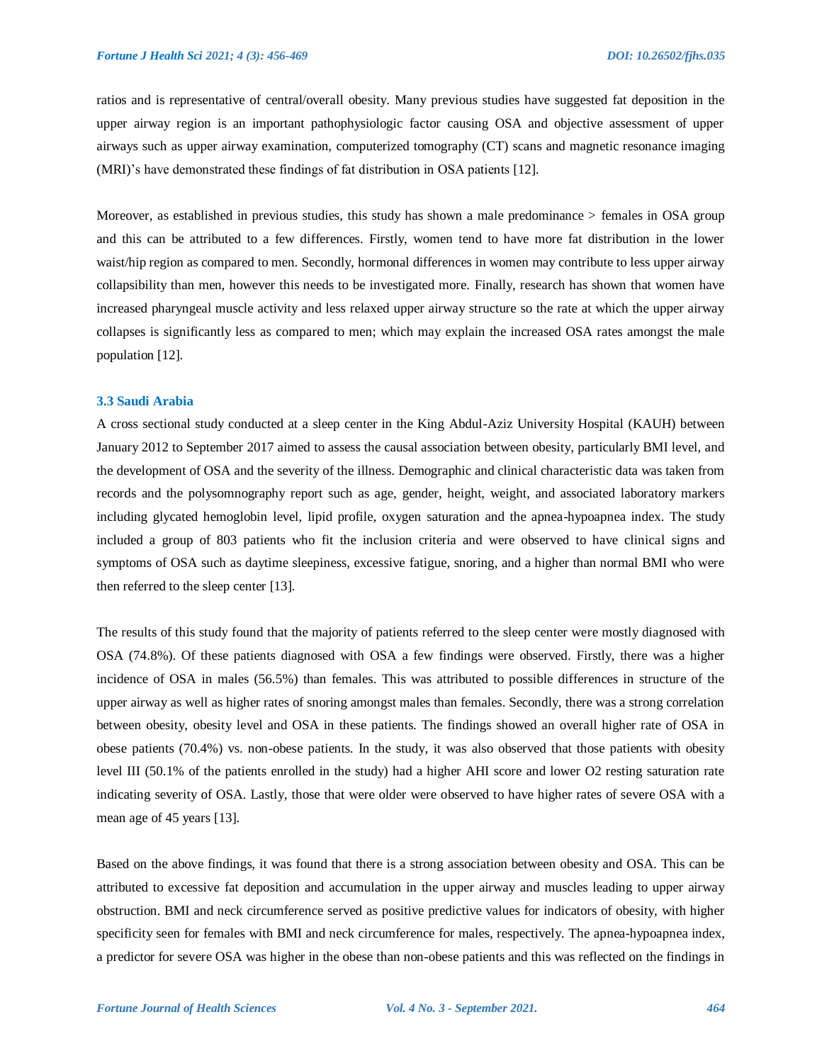ratios and is representative of central/overall obesity. Many previous studies have suggested fat deposition in the upper airway region is an important pathophysiologic factor causing OSA and objective assessment of upper airways such as upper airway examination, computerized tomography (CT) scans and magnetic resonance imaging (MRI)'s have demonstrated these findings of fat distribution in OSA patients [12].

Moreover, as established in previous studies, this study has shown a male predominance > females in OSA group and this can be attributed to a few differences. Firstly, women tend to have more fat distribution in the lower waist/hip region as compared to men. Secondly, hormonal differences in women may contribute to less upper airway collapsibility than men, however this needs to be investigated more. Finally, research has shown that women have increased pharyngeal muscle activity and less relaxed upper airway structure so the rate at which the upper airway collapses is significantly less as compared to men; which may explain the increased OSA rates amongst the male population [12].

### 3.3 Saudi Arabia

A cross sectional study conducted at a sleep center in the King Abdul-Aziz University Hospital (KAUH) between January 2012 to September 2017 aimed to assess the causal association between obesity, particularly BMI level, and the development of OSA and the severity of the illness. Demographic and clinical characteristic data was taken from records and the polysomnography report such as age, gender, height, weight, and associated laboratory markers including glycated hemoglobin level, lipid profile, oxygen saturation and the apnea-hypoapnea index. The study included a group of 803 patients who fit the inclusion criteria and were observed to have clinical signs and symptoms of OSA such as daytime sleepiness, excessive fatigue, snoring, and a higher than normal BMI who were then referred to the sleep center [13].

The results of this study found that the majority of patients referred to the sleep center were mostly diagnosed with OSA (74.8%). Of these patients diagnosed with OSA a few findings were observed. Firstly, there was a higher incidence of OSA in males (56.5%) than females. This was attributed to possible differences in structure of the upper airway as well as higher rates of snoring amongst males than females. Secondly, there was a strong correlation between obesity, obesity level and OSA in these patients. The findings showed an overall higher rate of OSA in obese patients (70.4%) vs. non-obese patients. In the study, it was also observed that those patients with obesity level III (50.1% of the patients enrolled in the study) had a higher AHI score and lower O2 resting saturation rate indicating severity of OSA. Lastly, those that were older were observed to have higher rates of severe OSA with a mean age of 45 years [13].

Based on the above findings, it was found that there is a strong association between obesity and OSA. This can be attributed to excessive fat deposition and accumulation in the upper airway and muscles leading to upper airway obstruction. BMI and neck circumference served as positive predictive values for indicators of obesity, with higher specificity seen for females with BMI and neck circumference for males, respectively. The apnea-hypoapnea index, a predictor for severe OSA was higher in the obese than non-obese patients and this was reflected on the findings in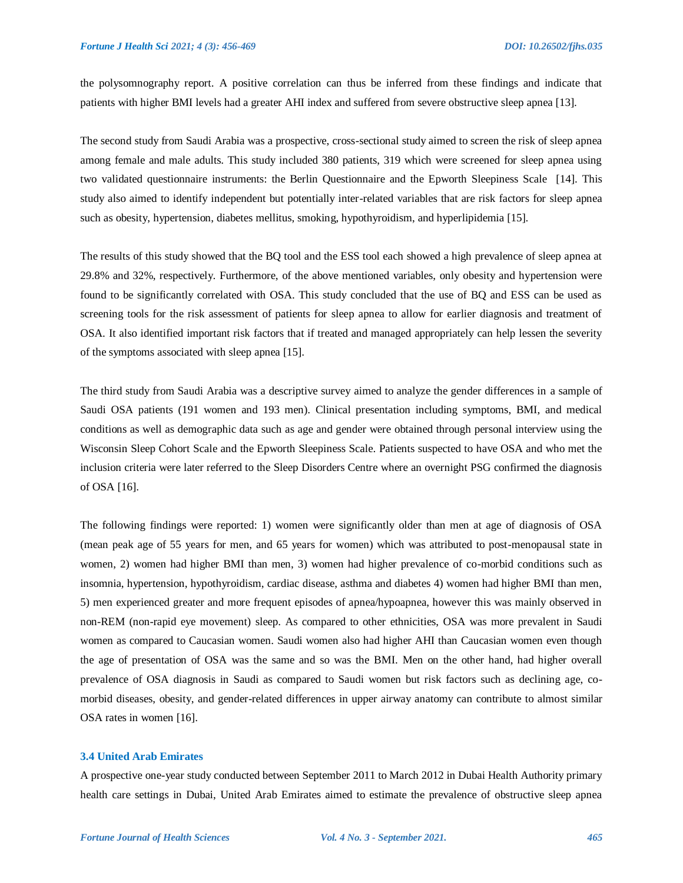the polysomnography report. A positive correlation can thus be inferred from these findings and indicate that patients with higher BMI levels had a greater AHI index and suffered from severe obstructive sleep apnea [13].

The second study from Saudi Arabia was a prospective, cross-sectional study aimed to screen the risk of sleep apnea among female and male adults. This study included 380 patients, 319 which were screened for sleep apnea using two validated questionnaire instruments: the Berlin Questionnaire and the Epworth Sleepiness Scale [14]. This study also aimed to identify independent but potentially inter-related variables that are risk factors for sleep apnea such as obesity, hypertension, diabetes mellitus, smoking, hypothyroidism, and hyperlipidemia [15].

The results of this study showed that the BQ tool and the ESS tool each showed a high prevalence of sleep apnea at 29.8% and 32%, respectively. Furthermore, of the above mentioned variables, only obesity and hypertension were found to be significantly correlated with OSA. This study concluded that the use of BQ and ESS can be used as screening tools for the risk assessment of patients for sleep apnea to allow for earlier diagnosis and treatment of OSA. It also identified important risk factors that if treated and managed appropriately can help lessen the severity of the symptoms associated with sleep apnea [15].

The third study from Saudi Arabia was a descriptive survey aimed to analyze the gender differences in a sample of Saudi OSA patients (191 women and 193 men). Clinical presentation including symptoms, BMI, and medical conditions as well as demographic data such as age and gender were obtained through personal interview using the Wisconsin Sleep Cohort Scale and the Epworth Sleepiness Scale. Patients suspected to have OSA and who met the inclusion criteria were later referred to the Sleep Disorders Centre where an overnight PSG confirmed the diagnosis of OSA [16].

The following findings were reported: 1) women were significantly older than men at age of diagnosis of OSA (mean peak age of 55 years for men, and 65 years for women) which was attributed to post-menopausal state in women, 2) women had higher BMI than men, 3) women had higher prevalence of co-morbid conditions such as insomnia, hypertension, hypothyroidism, cardiac disease, asthma and diabetes 4) women had higher BMI than men, 5) men experienced greater and more frequent episodes of apnea/hypoapnea, however this was mainly observed in non-REM (non-rapid eye movement) sleep. As compared to other ethnicities, OSA was more prevalent in Saudi women as compared to Caucasian women. Saudi women also had higher AHI than Caucasian women even though the age of presentation of OSA was the same and so was the BMI. Men on the other hand, had higher overall prevalence of OSA diagnosis in Saudi as compared to Saudi women but risk factors such as declining age, co-morbid diseases, obesity, and gender-related differences in upper airway anatomy can contribute to almost similar OSA rates in women [16].

### 3.4 United Arab Emirates

A prospective one-year study conducted between September 2011 to March 2012 in Dubai Health Authority primary health care settings in Dubai, United Arab Emirates aimed to estimate the prevalence of obstructive sleep apnea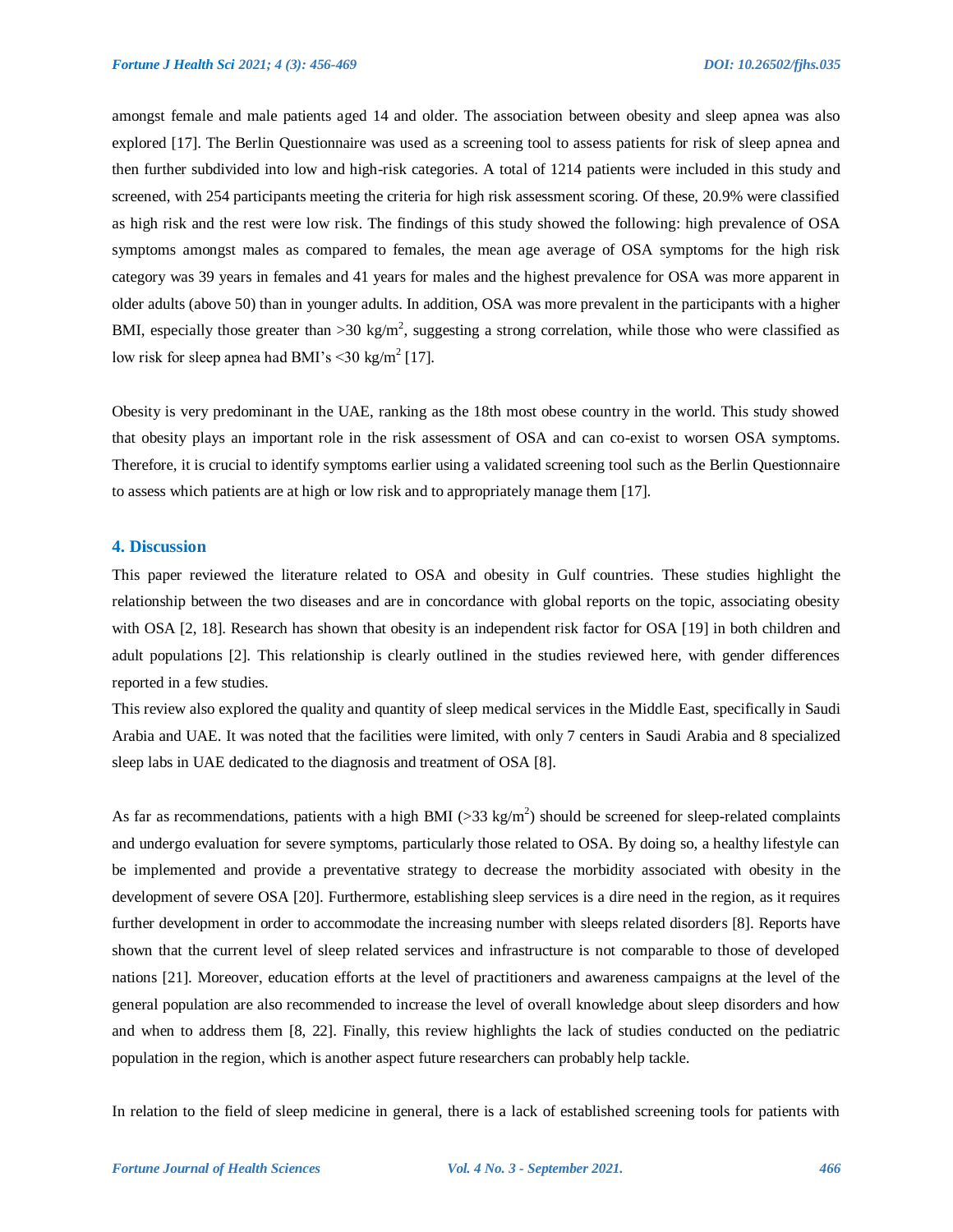amongst female and male patients aged 14 and older. The association between obesity and sleep apnea was also explored [17]. The Berlin Questionnaire was used as a screening tool to assess patients for risk of sleep apnea and then further subdivided into low and high-risk categories. A total of 1214 patients were included in this study and screened, with 254 participants meeting the criteria for high risk assessment scoring. Of these, 20.9% were classified as high risk and the rest were low risk. The findings of this study showed the following: high prevalence of OSA symptoms amongst males as compared to females, the mean age average of OSA symptoms for the high risk category was 39 years in females and 41 years for males and the highest prevalence for OSA was more apparent in older adults (above 50) than in younger adults. In addition, OSA was more prevalent in the participants with a higher BMI, especially those greater than >30 kg/m$^2$, suggesting a strong correlation, while those who were classified as low risk for sleep apnea had BMI's <30 kg/m$^2$ [17].

Obesity is very predominant in the UAE, ranking as the 18th most obese country in the world. This study showed that obesity plays an important role in the risk assessment of OSA and can co-exist to worsen OSA symptoms. Therefore, it is crucial to identify symptoms earlier using a validated screening tool such as the Berlin Questionnaire to assess which patients are at high or low risk and to appropriately manage them [17].

## 4. Discussion

This paper reviewed the literature related to OSA and obesity in Gulf countries. These studies highlight the relationship between the two diseases and are in concordance with global reports on the topic, associating obesity with OSA [2, 18]. Research has shown that obesity is an independent risk factor for OSA [19] in both children and adult populations [2]. This relationship is clearly outlined in the studies reviewed here, with gender differences reported in a few studies.

This review also explored the quality and quantity of sleep medical services in the Middle East, specifically in Saudi Arabia and UAE. It was noted that the facilities were limited, with only 7 centers in Saudi Arabia and 8 specialized sleep labs in UAE dedicated to the diagnosis and treatment of OSA [8].

As far as recommendations, patients with a high BMI (>33 kg/m$^2$) should be screened for sleep-related complaints and undergo evaluation for severe symptoms, particularly those related to OSA. By doing so, a healthy lifestyle can be implemented and provide a preventative strategy to decrease the morbidity associated with obesity in the development of severe OSA [20]. Furthermore, establishing sleep services is a dire need in the region, as it requires further development in order to accommodate the increasing number with sleeps related disorders [8]. Reports have shown that the current level of sleep related services and infrastructure is not comparable to those of developed nations [21]. Moreover, education efforts at the level of practitioners and awareness campaigns at the level of the general population are also recommended to increase the level of overall knowledge about sleep disorders and how and when to address them [8, 22]. Finally, this review highlights the lack of studies conducted on the pediatric population in the region, which is another aspect future researchers can probably help tackle.

In relation to the field of sleep medicine in general, there is a lack of established screening tools for patients with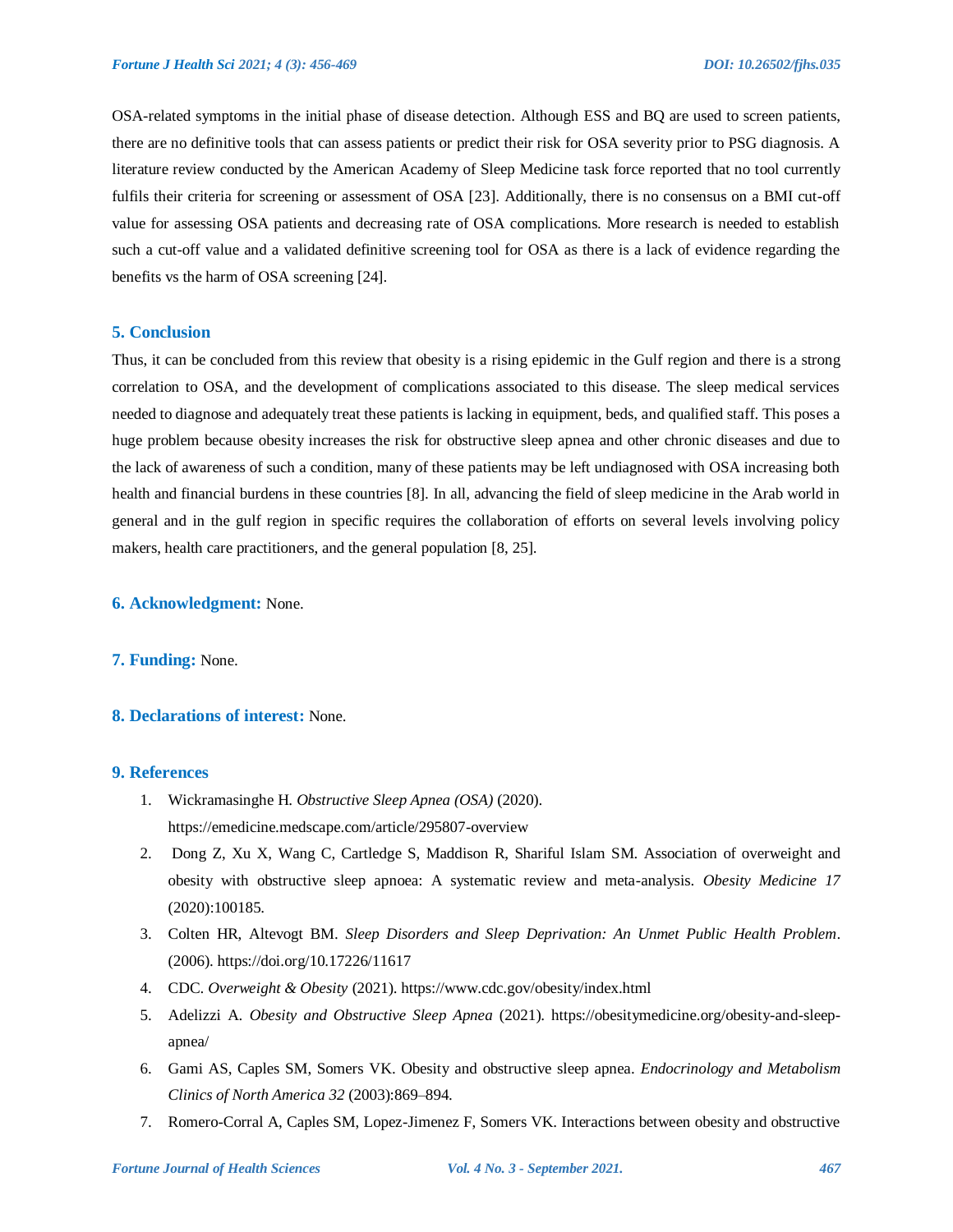OSA-related symptoms in the initial phase of disease detection. Although ESS and BQ are used to screen patients, there are no definitive tools that can assess patients or predict their risk for OSA severity prior to PSG diagnosis. A literature review conducted by the American Academy of Sleep Medicine task force reported that no tool currently fulfils their criteria for screening or assessment of OSA [23]. Additionally, there is no consensus on a BMI cut-off value for assessing OSA patients and decreasing rate of OSA complications. More research is needed to establish such a cut-off value and a validated definitive screening tool for OSA as there is a lack of evidence regarding the benefits vs the harm of OSA screening [24].

## 5. Conclusion

Thus, it can be concluded from this review that obesity is a rising epidemic in the Gulf region and there is a strong correlation to OSA, and the development of complications associated to this disease. The sleep medical services needed to diagnose and adequately treat these patients is lacking in equipment, beds, and qualified staff. This poses a huge problem because obesity increases the risk for obstructive sleep apnea and other chronic diseases and due to the lack of awareness of such a condition, many of these patients may be left undiagnosed with OSA increasing both health and financial burdens in these countries [8]. In all, advancing the field of sleep medicine in the Arab world in general and in the gulf region in specific requires the collaboration of efforts on several levels involving policy makers, health care practitioners, and the general population [8, 25].

## 6. Acknowledgment: None.

## 7. Funding: None.

## 8. Declarations of interest: None.

## 9. References

1. Wickramasinghe H. *Obstructive Sleep Apnea (OSA)* (2020). https://emedicine.medscape.com/article/295807-overview
2. Dong Z, Xu X, Wang C, Cartledge S, Maddison R, Shariful Islam SM. Association of overweight and obesity with obstructive sleep apnoea: A systematic review and meta-analysis. *Obesity Medicine 17* (2020):100185.
3. Colten HR, Altevogt BM. *Sleep Disorders and Sleep Deprivation: An Unmet Public Health Problem*. (2006). https://doi.org/10.17226/11617
4. CDC. *Overweight & Obesity* (2021). https://www.cdc.gov/obesity/index.html
5. Adelizzi A. *Obesity and Obstructive Sleep Apnea* (2021). https://obesitymedicine.org/obesity-and-sleep-apnea/
6. Gami AS, Caples SM, Somers VK. Obesity and obstructive sleep apnea. *Endocrinology and Metabolism Clinics of North America 32* (2003):869–894.
7. Romero-Corral A, Caples SM, Lopez-Jimenez F, Somers VK. Interactions between obesity and obstructive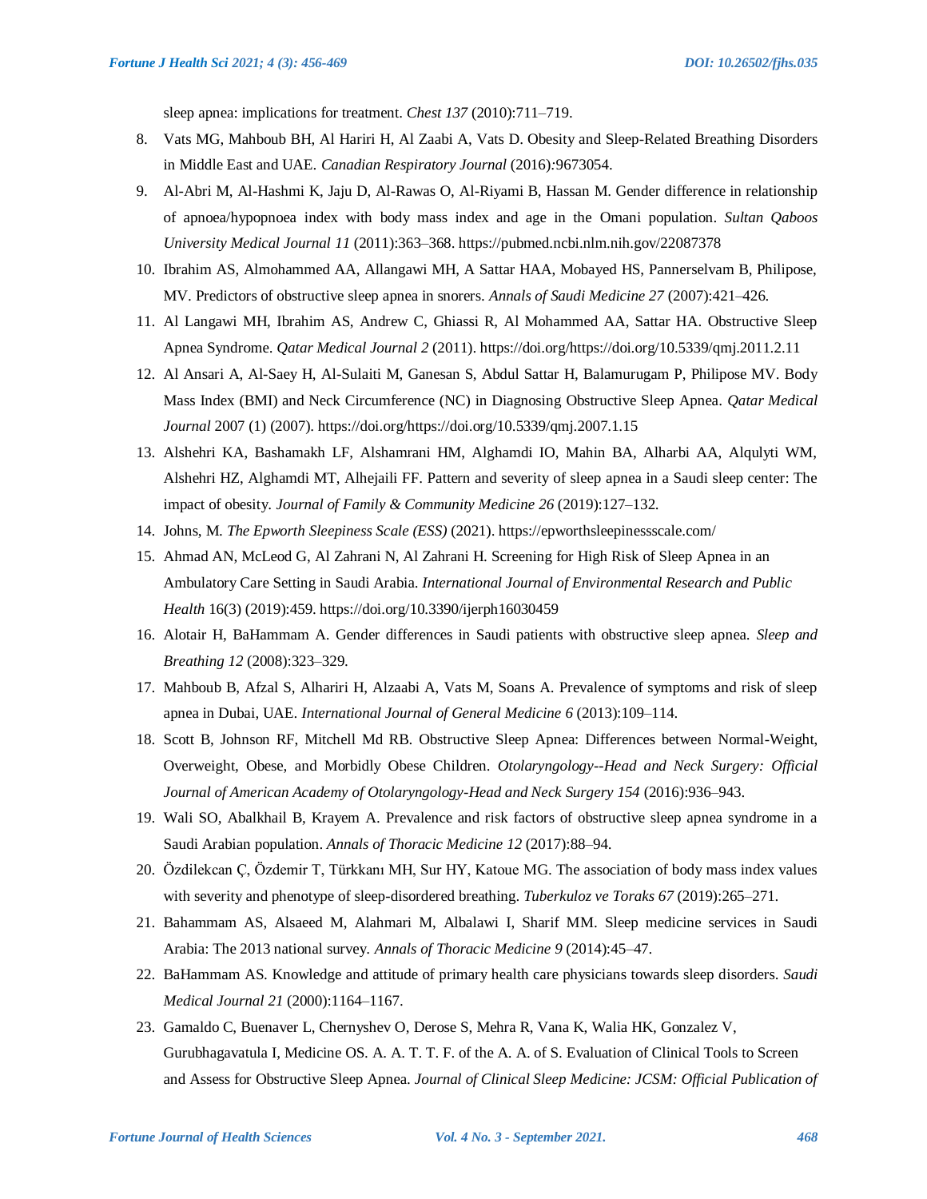sleep apnea: implications for treatment. *Chest 137* (2010):711–719.

8. Vats MG, Mahboub BH, Al Hariri H, Al Zaabi A, Vats D. Obesity and Sleep-Related Breathing Disorders in Middle East and UAE. *Canadian Respiratory Journal* (2016):9673054.
9. Al-Abri M, Al-Hashmi K, Jaju D, Al-Rawas O, Al-Riyami B, Hassan M. Gender difference in relationship of apnoea/hypopnoea index with body mass index and age in the Omani population. *Sultan Qaboos University Medical Journal 11* (2011):363–368. https://pubmed.ncbi.nlm.nih.gov/22087378
10. Ibrahim AS, Almohammed AA, Allangawi MH, A Sattar HAA, Mobayed HS, Pannerselvam B, Philipose, MV. Predictors of obstructive sleep apnea in snorers. *Annals of Saudi Medicine 27* (2007):421–426.
11. Al Langawi MH, Ibrahim AS, Andrew C, Ghiassi R, Al Mohammed AA, Sattar HA. Obstructive Sleep Apnea Syndrome. *Qatar Medical Journal 2* (2011). https://doi.org/https://doi.org/10.5339/qmj.2011.2.11
12. Al Ansari A, Al-Saey H, Al-Sulaiti M, Ganesan S, Abdul Sattar H, Balamurugam P, Philipose MV. Body Mass Index (BMI) and Neck Circumference (NC) in Diagnosing Obstructive Sleep Apnea. *Qatar Medical Journal* 2007 (1) (2007). https://doi.org/https://doi.org/10.5339/qmj.2007.1.15
13. Alshehri KA, Bashamakh LF, Alshamrani HM, Alghamdi IO, Mahin BA, Alharbi AA, Alqulyti WM, Alshehri HZ, Alghamdi MT, Alhejaili FF. Pattern and severity of sleep apnea in a Saudi sleep center: The impact of obesity. *Journal of Family & Community Medicine 26* (2019):127–132.
14. Johns, M. *The Epworth Sleepiness Scale (ESS)* (2021). https://epworthsleepinessscale.com/
15. Ahmad AN, McLeod G, Al Zahrani N, Al Zahrani H. Screening for High Risk of Sleep Apnea in an Ambulatory Care Setting in Saudi Arabia. *International Journal of Environmental Research and Public Health* 16(3) (2019):459. https://doi.org/10.3390/ijerph16030459
16. Alotair H, BaHammam A. Gender differences in Saudi patients with obstructive sleep apnea. *Sleep and Breathing 12* (2008):323–329.
17. Mahboub B, Afzal S, Alhariri H, Alzaabi A, Vats M, Soans A. Prevalence of symptoms and risk of sleep apnea in Dubai, UAE. *International Journal of General Medicine 6* (2013):109–114.
18. Scott B, Johnson RF, Mitchell Md RB. Obstructive Sleep Apnea: Differences between Normal-Weight, Overweight, Obese, and Morbidly Obese Children. *Otolaryngology--Head and Neck Surgery: Official Journal of American Academy of Otolaryngology-Head and Neck Surgery 154* (2016):936–943.
19. Wali SO, Abalkhail B, Krayem A. Prevalence and risk factors of obstructive sleep apnea syndrome in a Saudi Arabian population. *Annals of Thoracic Medicine 12* (2017):88–94.
20. Özdilekcan Ç, Özdemir T, Türkkanı MH, Sur HY, Katoue MG. The association of body mass index values with severity and phenotype of sleep-disordered breathing. *Tuberkuloz ve Toraks 67* (2019):265–271.
21. Bahammam AS, Alsaeed M, Alahmari M, Albalawi I, Sharif MM. Sleep medicine services in Saudi Arabia: The 2013 national survey. *Annals of Thoracic Medicine 9* (2014):45–47.
22. BaHammam AS. Knowledge and attitude of primary health care physicians towards sleep disorders. *Saudi Medical Journal 21* (2000):1164–1167.
23. Gamaldo C, Buenaver L, Chernyshev O, Derose S, Mehra R, Vana K, Walia HK, Gonzalez V, Gurubhagavatula I, Medicine OS. A. A. T. T. F. of the A. A. of S. Evaluation of Clinical Tools to Screen and Assess for Obstructive Sleep Apnea. *Journal of Clinical Sleep Medicine: JCSM: Official Publication of*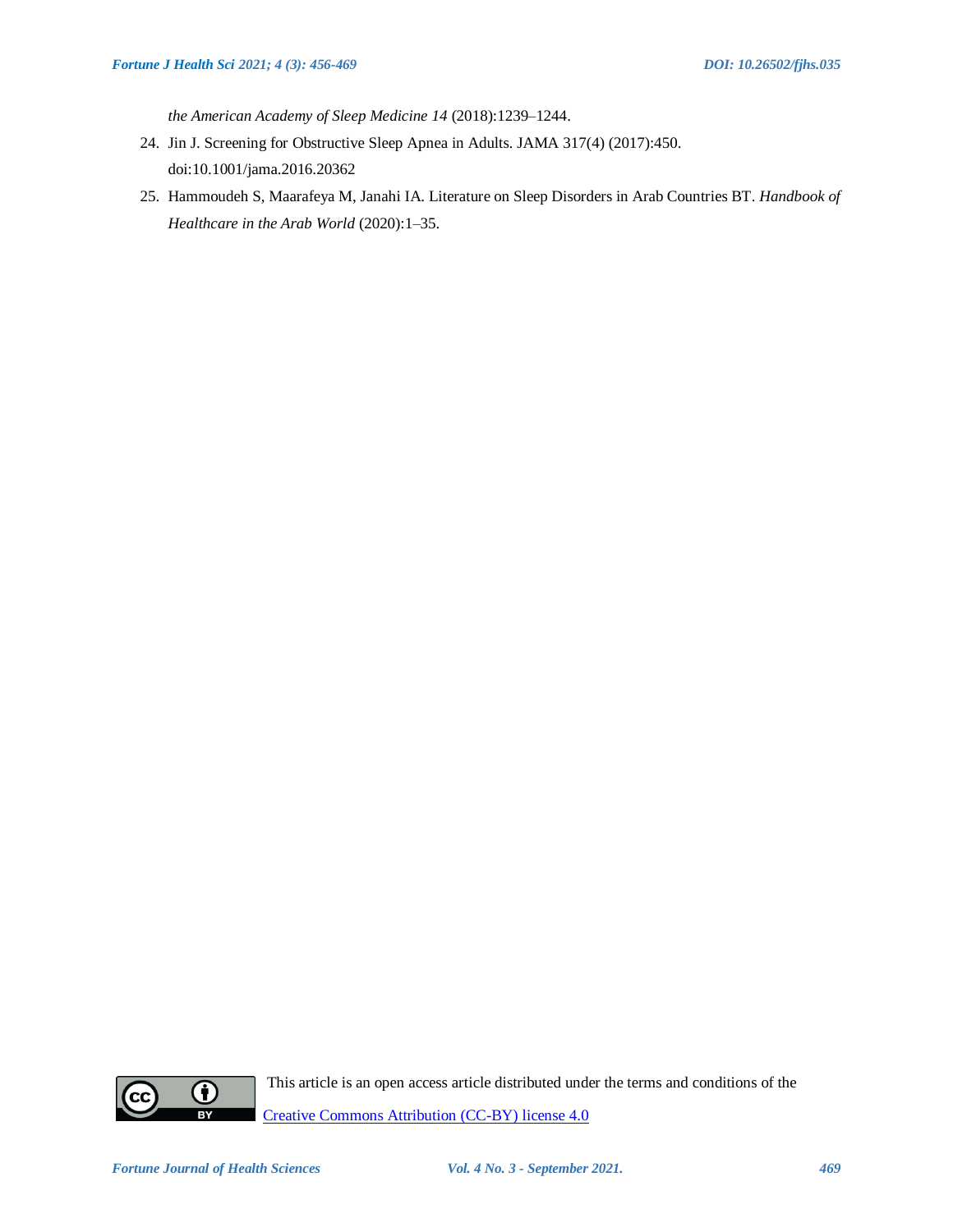*the American Academy of Sleep Medicine 14* (2018):1239–1244.

24. Jin J. Screening for Obstructive Sleep Apnea in Adults. JAMA 317(4) (2017):450. doi:10.1001/jama.2016.20362
25. Hammoudeh S, Maarafeya M, Janahi IA. Literature on Sleep Disorders in Arab Countries BT. *Handbook of Healthcare in the Arab World* (2020):1–35.

This article is an open access article distributed under the terms and conditions of the [Creative Commons Attribution (CC-BY) license 4.0](https://creativecommons.org/licenses/by/4.0/)